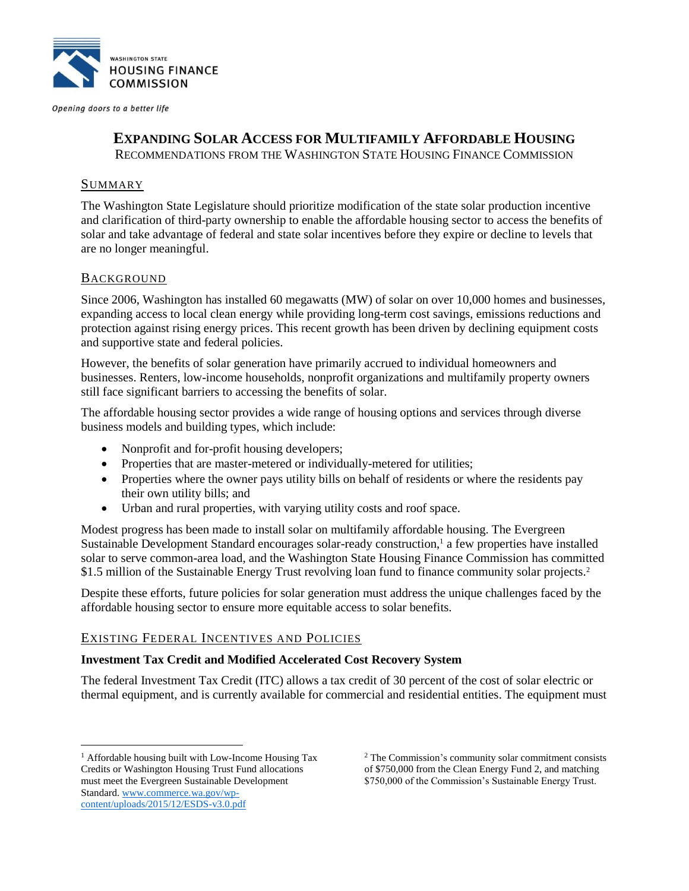WASHINGTON STATE
HOUSING FINANCE
COMMISSION

*Opening doors to a better life*

# EXPANDING SOLAR ACCESS FOR MULTIFAMILY AFFORDABLE HOUSING

RECOMMENDATIONS FROM THE WASHINGTON STATE HOUSING FINANCE COMMISSION

## SUMMARY

The Washington State Legislature should prioritize modification of the state solar production incentive and clarification of third-party ownership to enable the affordable housing sector to access the benefits of solar and take advantage of federal and state solar incentives before they expire or decline to levels that are no longer meaningful.

## BACKGROUND

Since 2006, Washington has installed 60 megawatts (MW) of solar on over 10,000 homes and businesses, expanding access to local clean energy while providing long-term cost savings, emissions reductions and protection against rising energy prices. This recent growth has been driven by declining equipment costs and supportive state and federal policies.

However, the benefits of solar generation have primarily accrued to individual homeowners and businesses. Renters, low-income households, nonprofit organizations and multifamily property owners still face significant barriers to accessing the benefits of solar.

The affordable housing sector provides a wide range of housing options and services through diverse business models and building types, which include:

- Nonprofit and for-profit housing developers;
- Properties that are master-metered or individually-metered for utilities;
- Properties where the owner pays utility bills on behalf of residents or where the residents pay their own utility bills; and
- Urban and rural properties, with varying utility costs and roof space.

Modest progress has been made to install solar on multifamily affordable housing. The Evergreen Sustainable Development Standard encourages solar-ready construction,[1] a few properties have installed solar to serve common-area load, and the Washington State Housing Finance Commission has committed $1.5 million of the Sustainable Energy Trust revolving loan fund to finance community solar projects.[2]

Despite these efforts, future policies for solar generation must address the unique challenges faced by the affordable housing sector to ensure more equitable access to solar benefits.

## EXISTING FEDERAL INCENTIVES AND POLICIES

### Investment Tax Credit and Modified Accelerated Cost Recovery System

The federal Investment Tax Credit (ITC) allows a tax credit of 30 percent of the cost of solar electric or thermal equipment, and is currently available for commercial and residential entities. The equipment must

[1] Affordable housing built with Low-Income Housing Tax Credits or Washington Housing Trust Fund allocations must meet the Evergreen Sustainable Development Standard. www.commerce.wa.gov/wp-content/uploads/2015/12/ESDS-v3.0.pdf

[2] The Commission's community solar commitment consists of $750,000 from the Clean Energy Fund 2, and matching $750,000 of the Commission's Sustainable Energy Trust.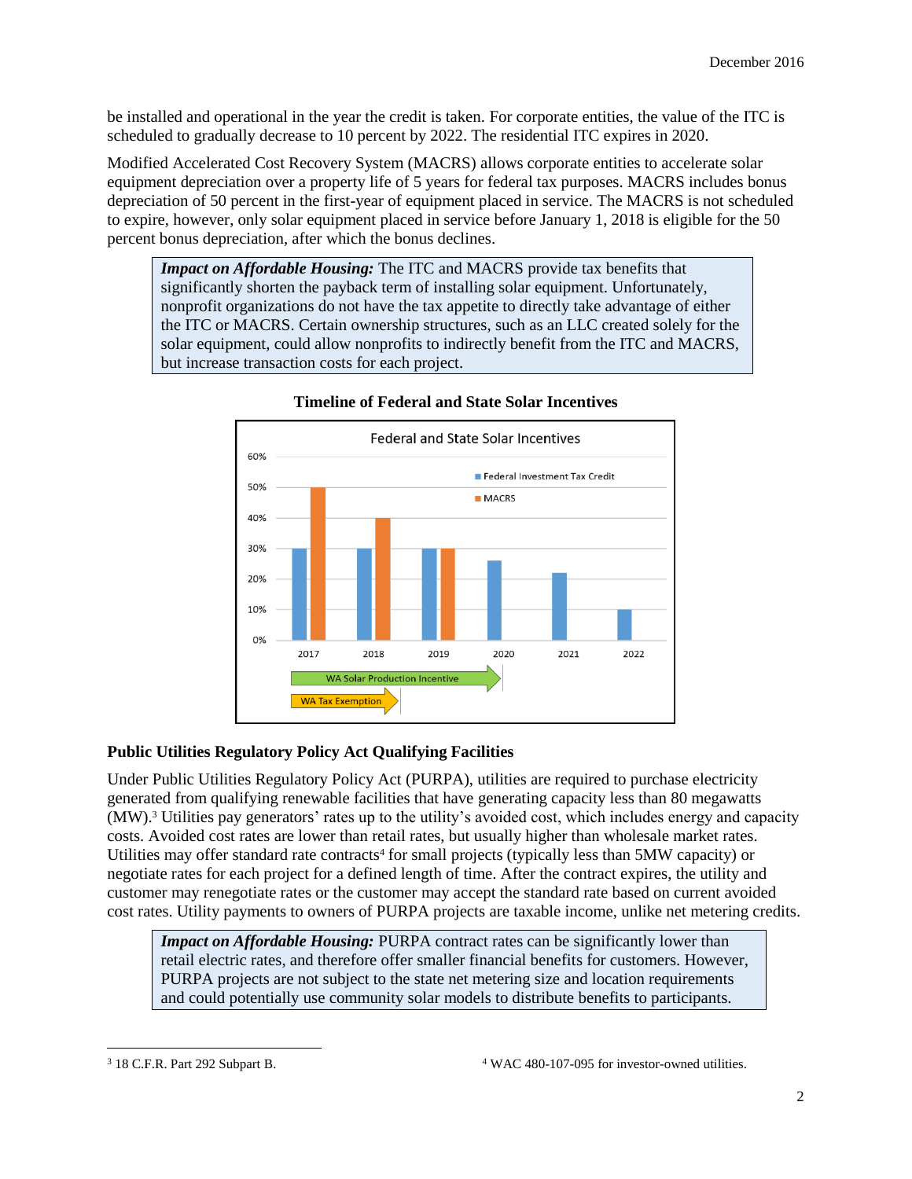be installed and operational in the year the credit is taken. For corporate entities, the value of the ITC is scheduled to gradually decrease to 10 percent by 2022. The residential ITC expires in 2020.

Modified Accelerated Cost Recovery System (MACRS) allows corporate entities to accelerate solar equipment depreciation over a property life of 5 years for federal tax purposes. MACRS includes bonus depreciation of 50 percent in the first-year of equipment placed in service. The MACRS is not scheduled to expire, however, only solar equipment placed in service before January 1, 2018 is eligible for the 50 percent bonus depreciation, after which the bonus declines.

> ***Impact on Affordable Housing:*** The ITC and MACRS provide tax benefits that significantly shorten the payback term of installing solar equipment. Unfortunately, nonprofit organizations do not have the tax appetite to directly take advantage of either the ITC or MACRS. Certain ownership structures, such as an LLC created solely for the solar equipment, could allow nonprofits to indirectly benefit from the ITC and MACRS, but increase transaction costs for each project.

**Timeline of Federal and State Solar Incentives**

Federal and State Solar Incentives

| Year | Federal Investment Tax Credit | MACRS |
|---|---|---|
| 2017 | 30% | 50% |
| 2018 | 30% | 40% |
| 2019 | 30% | 30% |
| 2020 | 26% | |
| 2021 | 22% | |
| 2022 | 10% | |

WA Solar Production Incentive (2017–2020)

WA Tax Exemption (2017–2018)

### Public Utilities Regulatory Policy Act Qualifying Facilities

Under Public Utilities Regulatory Policy Act (PURPA), utilities are required to purchase electricity generated from qualifying renewable facilities that have generating capacity less than 80 megawatts (MW).[3] Utilities pay generators' rates up to the utility's avoided cost, which includes energy and capacity costs. Avoided cost rates are lower than retail rates, but usually higher than wholesale market rates. Utilities may offer standard rate contracts[4] for small projects (typically less than 5MW capacity) or negotiate rates for each project for a defined length of time. After the contract expires, the utility and customer may renegotiate rates or the customer may accept the standard rate based on current avoided cost rates. Utility payments to owners of PURPA projects are taxable income, unlike net metering credits.

> ***Impact on Affordable Housing:*** PURPA contract rates can be significantly lower than retail electric rates, and therefore offer smaller financial benefits for customers. However, PURPA projects are not subject to the state net metering size and location requirements and could potentially use community solar models to distribute benefits to participants.

[3] 18 C.F.R. Part 292 Subpart B.

[4] WAC 480-107-095 for investor-owned utilities.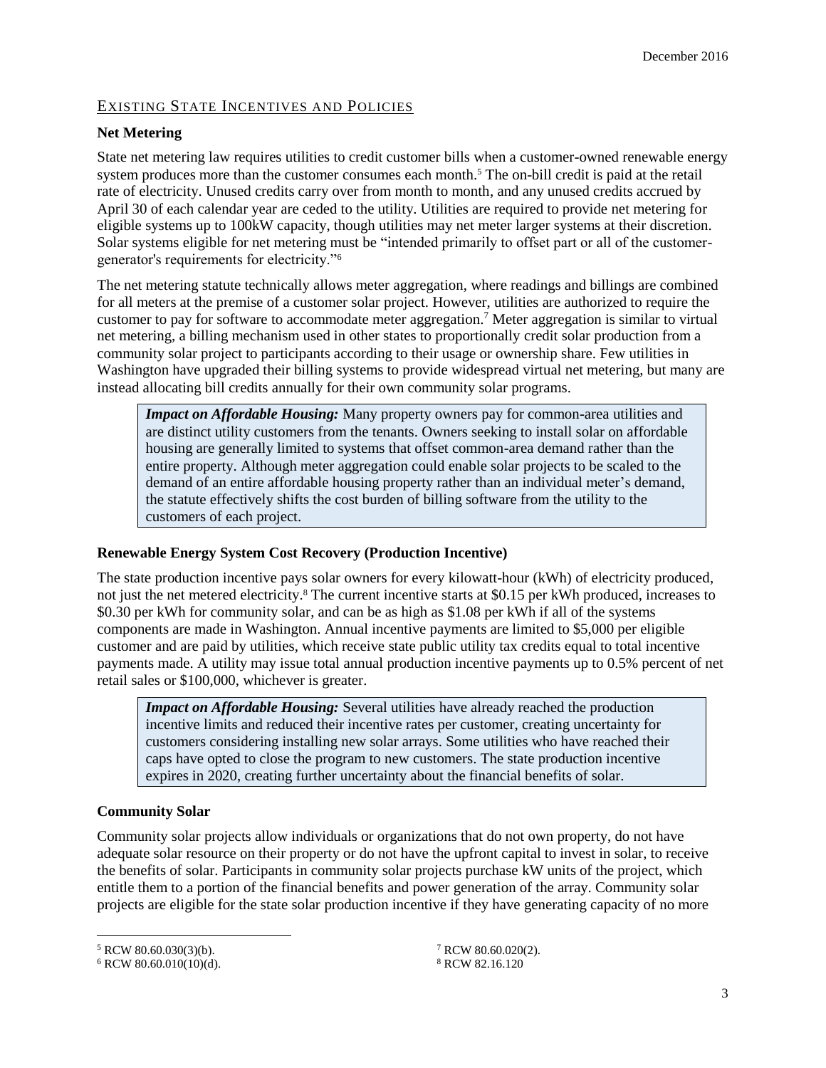## EXISTING STATE INCENTIVES AND POLICIES

### Net Metering

State net metering law requires utilities to credit customer bills when a customer-owned renewable energy system produces more than the customer consumes each month.[5] The on-bill credit is paid at the retail rate of electricity. Unused credits carry over from month to month, and any unused credits accrued by April 30 of each calendar year are ceded to the utility. Utilities are required to provide net metering for eligible systems up to 100kW capacity, though utilities may net meter larger systems at their discretion. Solar systems eligible for net metering must be "intended primarily to offset part or all of the customer-generator's requirements for electricity."[6]

The net metering statute technically allows meter aggregation, where readings and billings are combined for all meters at the premise of a customer solar project. However, utilities are authorized to require the customer to pay for software to accommodate meter aggregation.[7] Meter aggregation is similar to virtual net metering, a billing mechanism used in other states to proportionally credit solar production from a community solar project to participants according to their usage or ownership share. Few utilities in Washington have upgraded their billing systems to provide widespread virtual net metering, but many are instead allocating bill credits annually for their own community solar programs.

> ***Impact on Affordable Housing:*** Many property owners pay for common-area utilities and are distinct utility customers from the tenants. Owners seeking to install solar on affordable housing are generally limited to systems that offset common-area demand rather than the entire property. Although meter aggregation could enable solar projects to be scaled to the demand of an entire affordable housing property rather than an individual meter's demand, the statute effectively shifts the cost burden of billing software from the utility to the customers of each project.

### Renewable Energy System Cost Recovery (Production Incentive)

The state production incentive pays solar owners for every kilowatt-hour (kWh) of electricity produced, not just the net metered electricity.[8] The current incentive starts at $0.15 per kWh produced, increases to $0.30 per kWh for community solar, and can be as high as $1.08 per kWh if all of the systems components are made in Washington. Annual incentive payments are limited to $5,000 per eligible customer and are paid by utilities, which receive state public utility tax credits equal to total incentive payments made. A utility may issue total annual production incentive payments up to 0.5% percent of net retail sales or $100,000, whichever is greater.

> ***Impact on Affordable Housing:*** Several utilities have already reached the production incentive limits and reduced their incentive rates per customer, creating uncertainty for customers considering installing new solar arrays. Some utilities who have reached their caps have opted to close the program to new customers. The state production incentive expires in 2020, creating further uncertainty about the financial benefits of solar.

### Community Solar

Community solar projects allow individuals or organizations that do not own property, do not have adequate solar resource on their property or do not have the upfront capital to invest in solar, to receive the benefits of solar. Participants in community solar projects purchase kW units of the project, which entitle them to a portion of the financial benefits and power generation of the array. Community solar projects are eligible for the state solar production incentive if they have generating capacity of no more

---

[5] RCW 80.60.030(3)(b).

[6] RCW 80.60.010(10)(d).

[7] RCW 80.60.020(2).

[8] RCW 82.16.120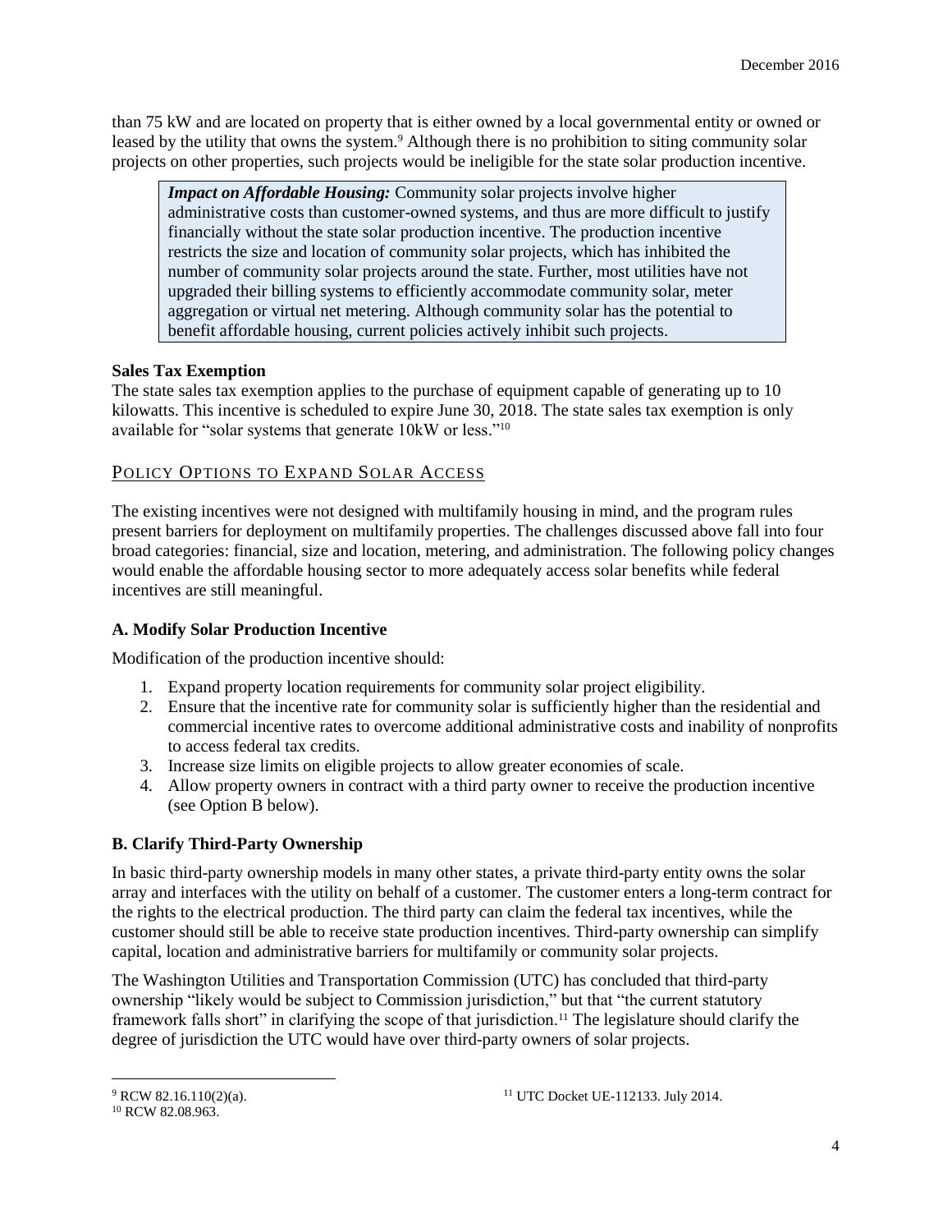than 75 kW and are located on property that is either owned by a local governmental entity or owned or leased by the utility that owns the system.[9] Although there is no prohibition to siting community solar projects on other properties, such projects would be ineligible for the state solar production incentive.

> ***Impact on Affordable Housing:*** Community solar projects involve higher administrative costs than customer-owned systems, and thus are more difficult to justify financially without the state solar production incentive. The production incentive restricts the size and location of community solar projects, which has inhibited the number of community solar projects around the state. Further, most utilities have not upgraded their billing systems to efficiently accommodate community solar, meter aggregation or virtual net metering. Although community solar has the potential to benefit affordable housing, current policies actively inhibit such projects.

**Sales Tax Exemption**

The state sales tax exemption applies to the purchase of equipment capable of generating up to 10 kilowatts. This incentive is scheduled to expire June 30, 2018. The state sales tax exemption is only available for "solar systems that generate 10kW or less."[10]

## Policy Options to Expand Solar Access

The existing incentives were not designed with multifamily housing in mind, and the program rules present barriers for deployment on multifamily properties. The challenges discussed above fall into four broad categories: financial, size and location, metering, and administration. The following policy changes would enable the affordable housing sector to more adequately access solar benefits while federal incentives are still meaningful.

### A. Modify Solar Production Incentive

Modification of the production incentive should:

1. Expand property location requirements for community solar project eligibility.
2. Ensure that the incentive rate for community solar is sufficiently higher than the residential and commercial incentive rates to overcome additional administrative costs and inability of nonprofits to access federal tax credits.
3. Increase size limits on eligible projects to allow greater economies of scale.
4. Allow property owners in contract with a third party owner to receive the production incentive (see Option B below).

### B. Clarify Third-Party Ownership

In basic third-party ownership models in many other states, a private third-party entity owns the solar array and interfaces with the utility on behalf of a customer. The customer enters a long-term contract for the rights to the electrical production. The third party can claim the federal tax incentives, while the customer should still be able to receive state production incentives. Third-party ownership can simplify capital, location and administrative barriers for multifamily or community solar projects.

The Washington Utilities and Transportation Commission (UTC) has concluded that third-party ownership "likely would be subject to Commission jurisdiction," but that "the current statutory framework falls short" in clarifying the scope of that jurisdiction.[11] The legislature should clarify the degree of jurisdiction the UTC would have over third-party owners of solar projects.

---

[9] RCW 82.16.110(2)(a).

[10] RCW 82.08.963.

[11] UTC Docket UE-112133. July 2014.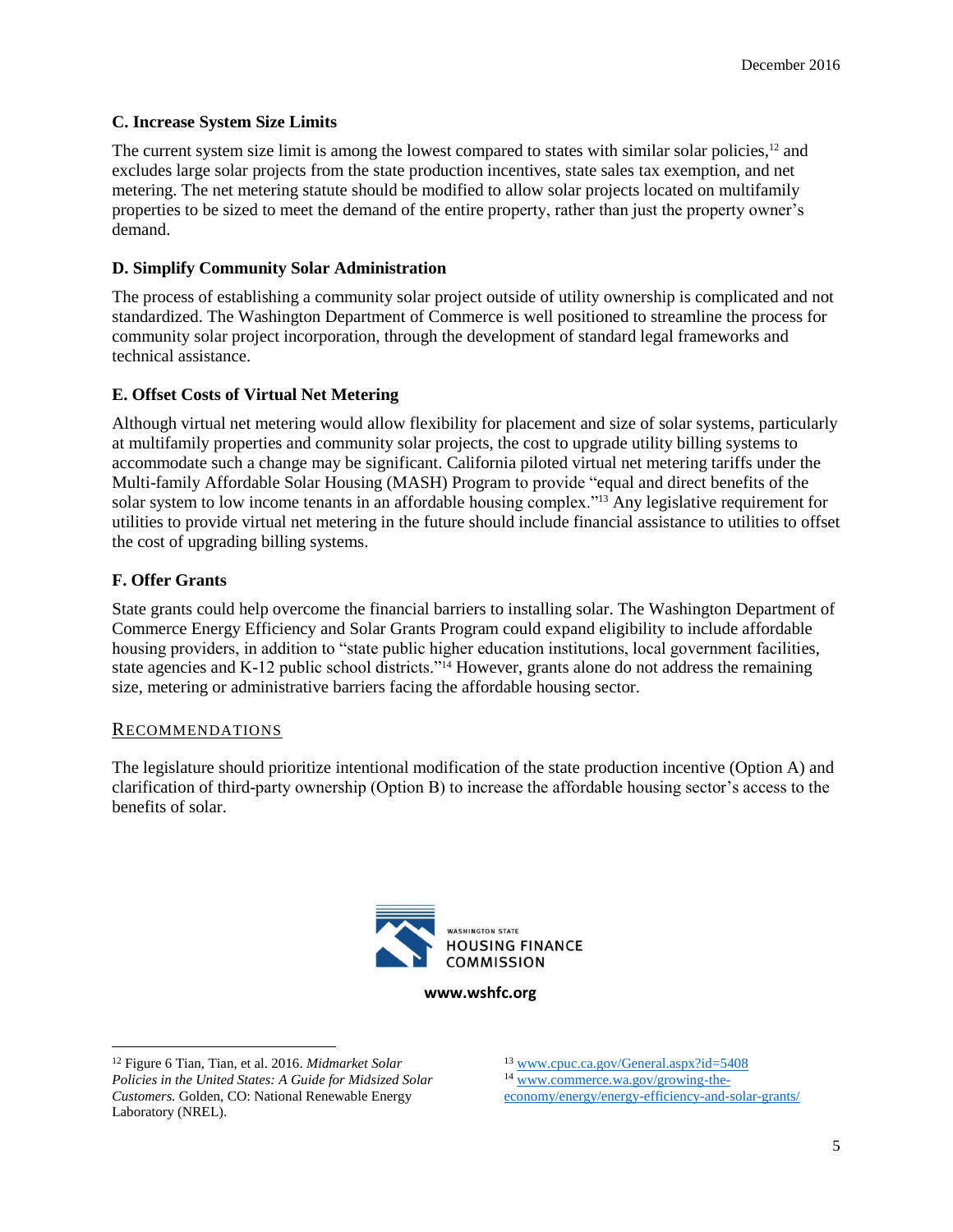### C. Increase System Size Limits

The current system size limit is among the lowest compared to states with similar solar policies,[12] and excludes large solar projects from the state production incentives, state sales tax exemption, and net metering. The net metering statute should be modified to allow solar projects located on multifamily properties to be sized to meet the demand of the entire property, rather than just the property owner's demand.

### D. Simplify Community Solar Administration

The process of establishing a community solar project outside of utility ownership is complicated and not standardized. The Washington Department of Commerce is well positioned to streamline the process for community solar project incorporation, through the development of standard legal frameworks and technical assistance.

### E. Offset Costs of Virtual Net Metering

Although virtual net metering would allow flexibility for placement and size of solar systems, particularly at multifamily properties and community solar projects, the cost to upgrade utility billing systems to accommodate such a change may be significant. California piloted virtual net metering tariffs under the Multi-family Affordable Solar Housing (MASH) Program to provide "equal and direct benefits of the solar system to low income tenants in an affordable housing complex."[13] Any legislative requirement for utilities to provide virtual net metering in the future should include financial assistance to utilities to offset the cost of upgrading billing systems.

### F. Offer Grants

State grants could help overcome the financial barriers to installing solar. The Washington Department of Commerce Energy Efficiency and Solar Grants Program could expand eligibility to include affordable housing providers, in addition to "state public higher education institutions, local government facilities, state agencies and K-12 public school districts."[14] However, grants alone do not address the remaining size, metering or administrative barriers facing the affordable housing sector.

## RECOMMENDATIONS

The legislature should prioritize intentional modification of the state production incentive (Option A) and clarification of third-party ownership (Option B) to increase the affordable housing sector's access to the benefits of solar.

WASHINGTON STATE HOUSING FINANCE COMMISSION

**www.wshfc.org**

---

[12] Figure 6 Tian, Tian, et al. 2016. *Midmarket Solar Policies in the United States: A Guide for Midsized Solar Customers.* Golden, CO: National Renewable Energy Laboratory (NREL).

[13] www.cpuc.ca.gov/General.aspx?id=5408

[14] www.commerce.wa.gov/growing-the-economy/energy/energy-efficiency-and-solar-grants/